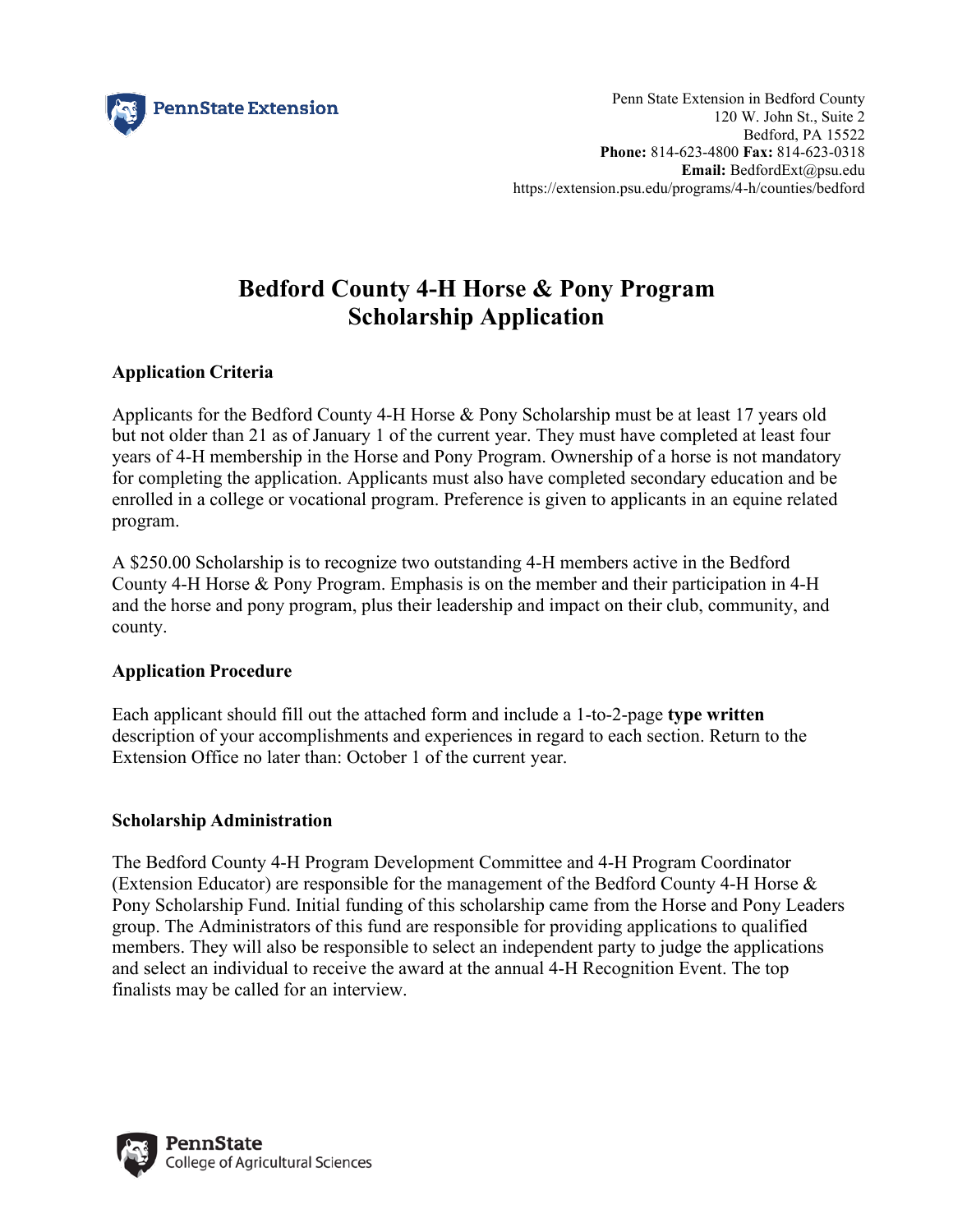Penn State Extension in Bedford County
120 W. John St., Suite 2
Bedford, PA 15522
**Phone:** 814-623-4800 **Fax:** 814-623-0318
**Email:** BedfordExt@psu.edu
https://extension.psu.edu/programs/4-h/counties/bedford

# Bedford County 4-H Horse & Pony Program Scholarship Application

### Application Criteria

Applicants for the Bedford County 4-H Horse & Pony Scholarship must be at least 17 years old but not older than 21 as of January 1 of the current year. They must have completed at least four years of 4-H membership in the Horse and Pony Program. Ownership of a horse is not mandatory for completing the application. Applicants must also have completed secondary education and be enrolled in a college or vocational program. Preference is given to applicants in an equine related program.

A $250.00 Scholarship is to recognize two outstanding 4-H members active in the Bedford County 4-H Horse & Pony Program. Emphasis is on the member and their participation in 4-H and the horse and pony program, plus their leadership and impact on their club, community, and county.

### Application Procedure

Each applicant should fill out the attached form and include a 1-to-2-page **type written** description of your accomplishments and experiences in regard to each section. Return to the Extension Office no later than: October 1 of the current year.

### Scholarship Administration

The Bedford County 4-H Program Development Committee and 4-H Program Coordinator (Extension Educator) are responsible for the management of the Bedford County 4-H Horse & Pony Scholarship Fund. Initial funding of this scholarship came from the Horse and Pony Leaders group. The Administrators of this fund are responsible for providing applications to qualified members. They will also be responsible to select an independent party to judge the applications and select an individual to receive the award at the annual 4-H Recognition Event. The top finalists may be called for an interview.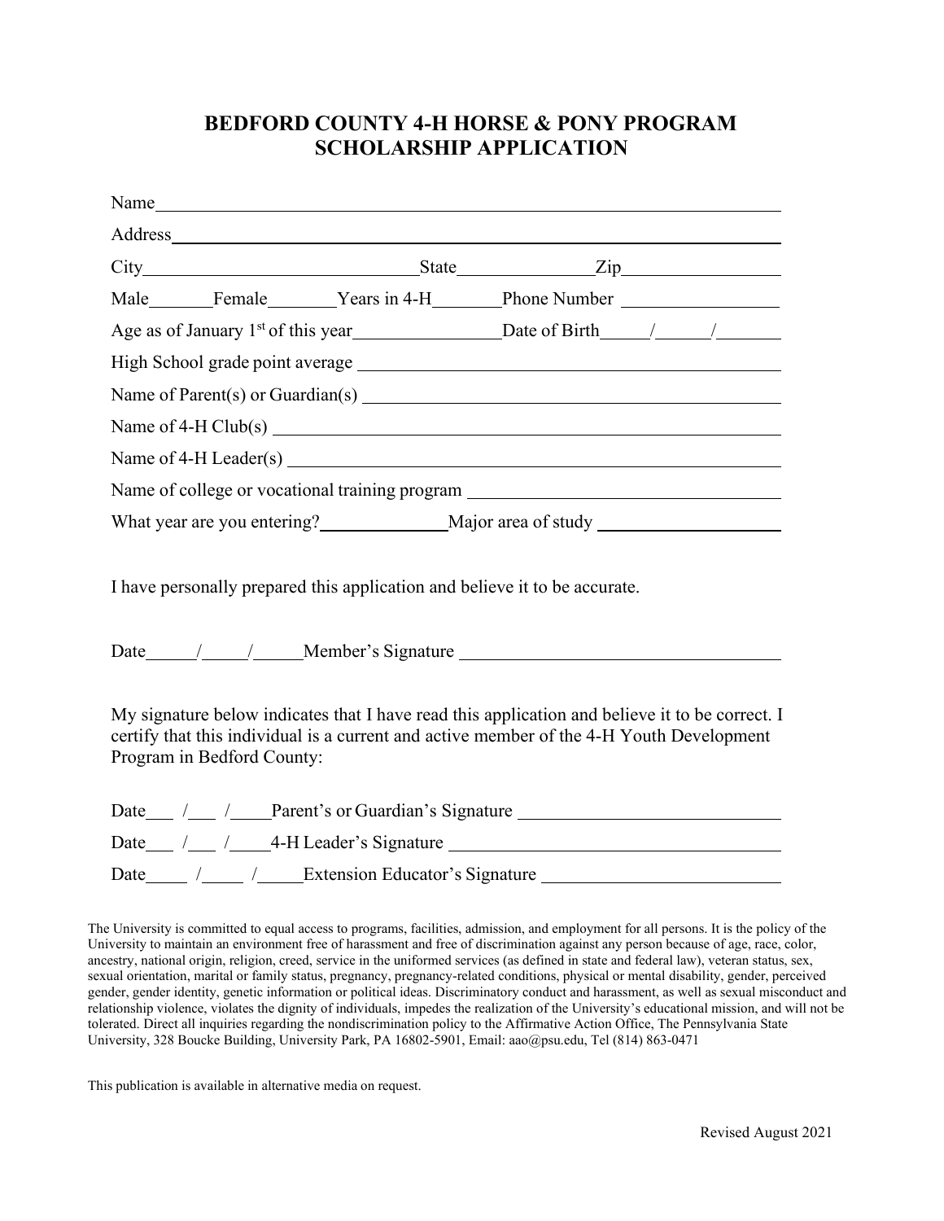# BEDFORD COUNTY 4-H HORSE & PONY PROGRAM
# SCHOLARSHIP APPLICATION

Name ______________________________________________

Address ______________________________________________

City ______________________ State ____________ Zip ______________

Male ______ Female ______ Years in 4-H ______ Phone Number ______________

Age as of January 1st of this year ______________ Date of Birth _____/_____/_____

High School grade point average ______________________________________________

Name of Parent(s) or Guardian(s) ______________________________________________

Name of 4-H Club(s) ______________________________________________

Name of 4-H Leader(s) ______________________________________________

Name of college or vocational training program ______________________________

What year are you entering? ____________ Major area of study ______________

I have personally prepared this application and believe it to be accurate.

Date _____/_____/_____ Member's Signature ______________________________

My signature below indicates that I have read this application and believe it to be correct. I certify that this individual is a current and active member of the 4-H Youth Development Program in Bedford County:

Date ___/___/____ Parent's or Guardian's Signature ______________________

Date ___/___/____ 4-H Leader's Signature ______________________________

Date ____/____/_____ Extension Educator's Signature ______________________

The University is committed to equal access to programs, facilities, admission, and employment for all persons. It is the policy of the University to maintain an environment free of harassment and free of discrimination against any person because of age, race, color, ancestry, national origin, religion, creed, service in the uniformed services (as defined in state and federal law), veteran status, sex, sexual orientation, marital or family status, pregnancy, pregnancy-related conditions, physical or mental disability, gender, perceived gender, gender identity, genetic information or political ideas. Discriminatory conduct and harassment, as well as sexual misconduct and relationship violence, violates the dignity of individuals, impedes the realization of the University's educational mission, and will not be tolerated. Direct all inquiries regarding the nondiscrimination policy to the Affirmative Action Office, The Pennsylvania State University, 328 Boucke Building, University Park, PA 16802-5901, Email: aao@psu.edu, Tel (814) 863-0471

This publication is available in alternative media on request.

Revised August 2021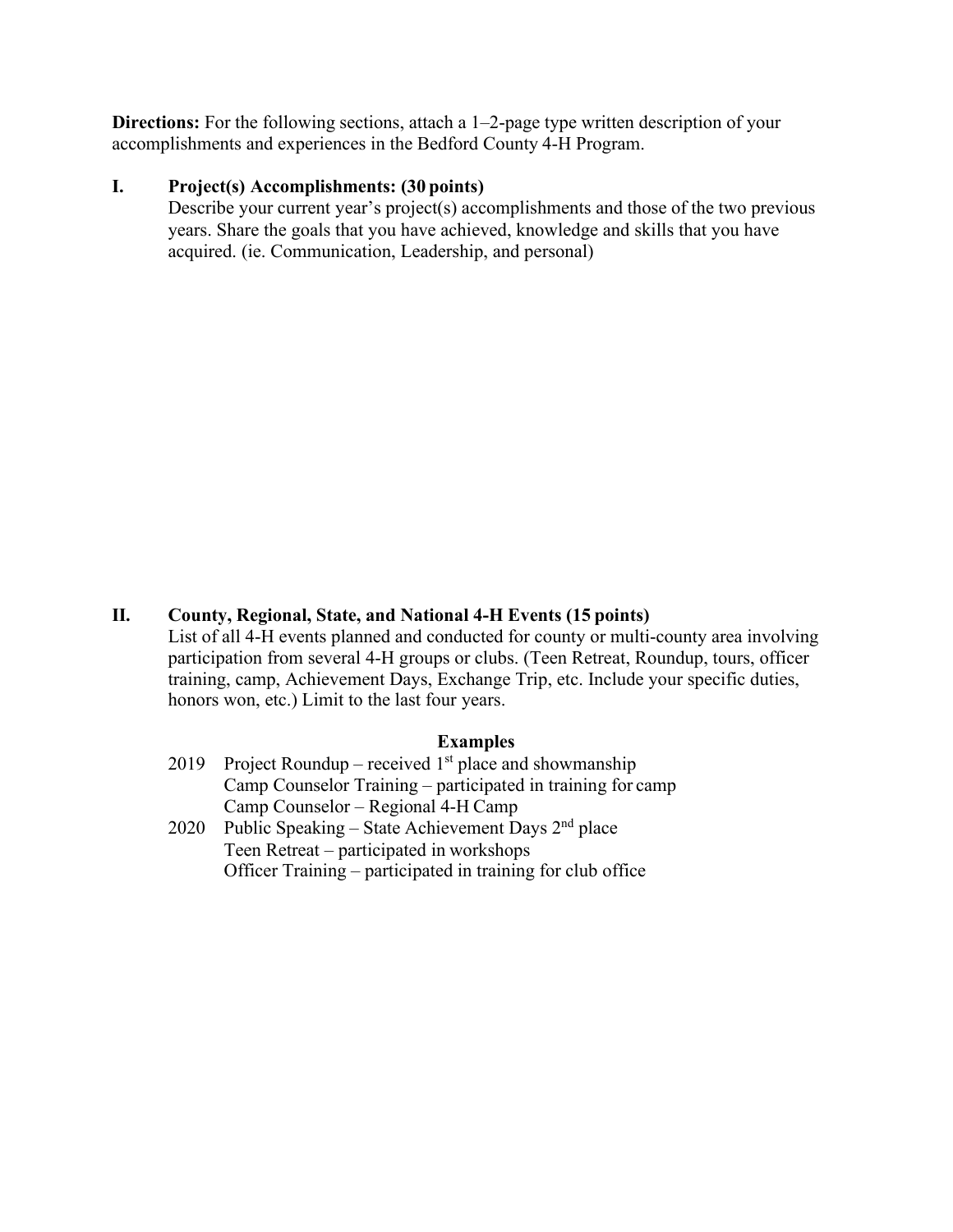**Directions:** For the following sections, attach a 1–2-page type written description of your accomplishments and experiences in the Bedford County 4-H Program.

## I. Project(s) Accomplishments: (30 points)

Describe your current year's project(s) accomplishments and those of the two previous years. Share the goals that you have achieved, knowledge and skills that you have acquired. (ie. Communication, Leadership, and personal)

## II. County, Regional, State, and National 4-H Events (15 points)

List of all 4-H events planned and conducted for county or multi-county area involving participation from several 4-H groups or clubs. (Teen Retreat, Roundup, tours, officer training, camp, Achievement Days, Exchange Trip, etc. Include your specific duties, honors won, etc.) Limit to the last four years.

**Examples**

2019 Project Roundup – received 1st place and showmanship
Camp Counselor Training – participated in training for camp
Camp Counselor – Regional 4-H Camp

2020 Public Speaking – State Achievement Days 2nd place
Teen Retreat – participated in workshops
Officer Training – participated in training for club office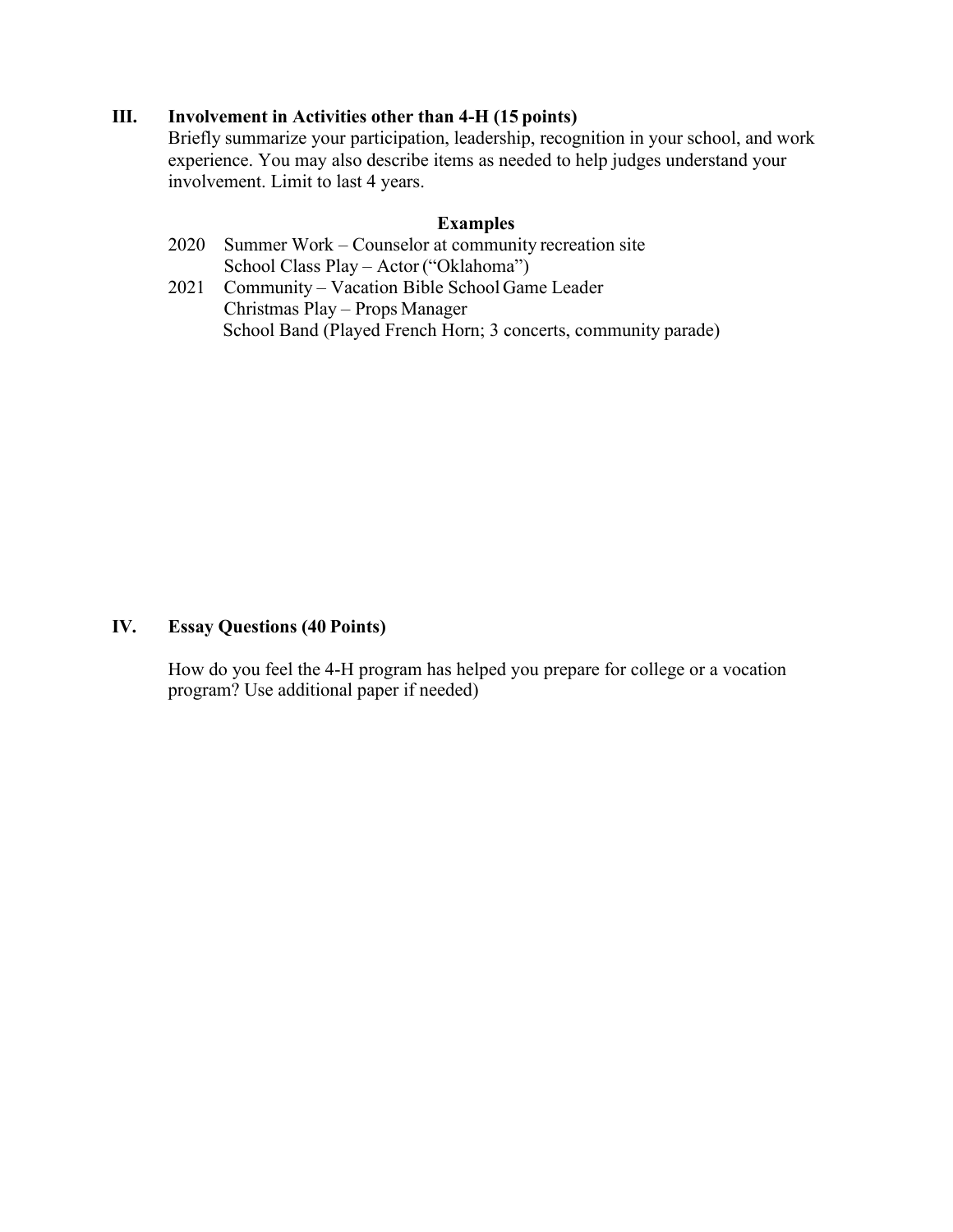## III. Involvement in Activities other than 4-H (15 points)

Briefly summarize your participation, leadership, recognition in your school, and work experience. You may also describe items as needed to help judges understand your involvement. Limit to last 4 years.

**Examples**

2020 Summer Work – Counselor at community recreation site
School Class Play – Actor ("Oklahoma")

2021 Community – Vacation Bible School Game Leader
Christmas Play – Props Manager
School Band (Played French Horn; 3 concerts, community parade)

## IV. Essay Questions (40 Points)

How do you feel the 4-H program has helped you prepare for college or a vocation program? Use additional paper if needed)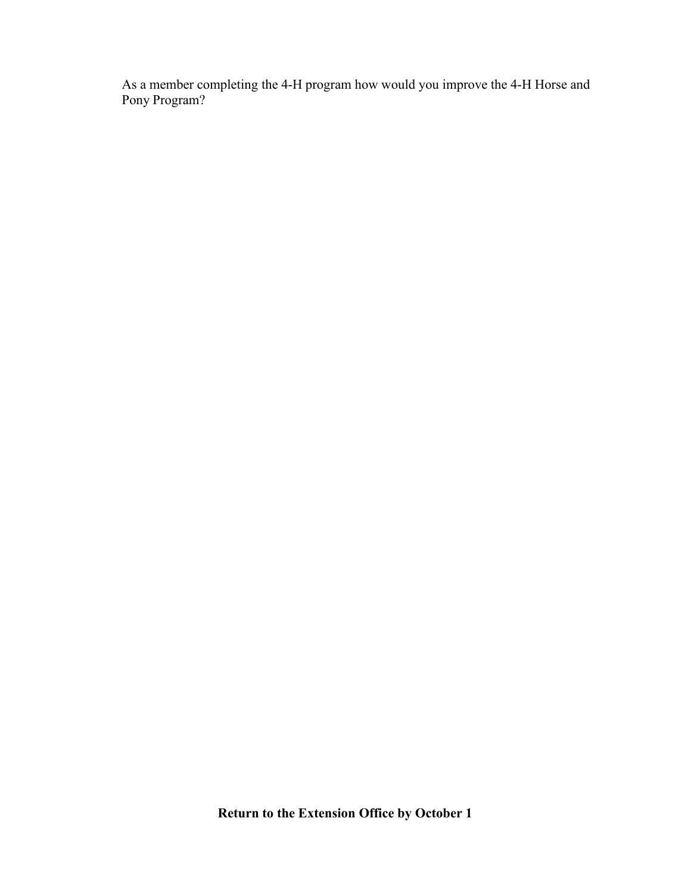As a member completing the 4-H program how would you improve the 4-H Horse and Pony Program?

**Return to the Extension Office by October 1**